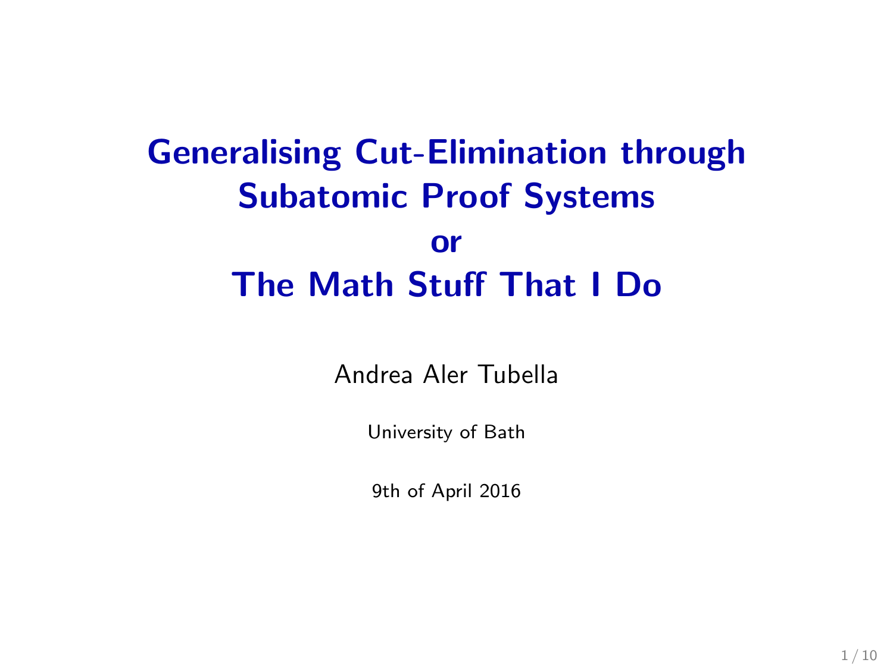# Generalising Cut-Elimination through Subatomic Proof Systems or The Math Stuff That I Do

Andrea Aler Tubella

University of Bath

9th of April 2016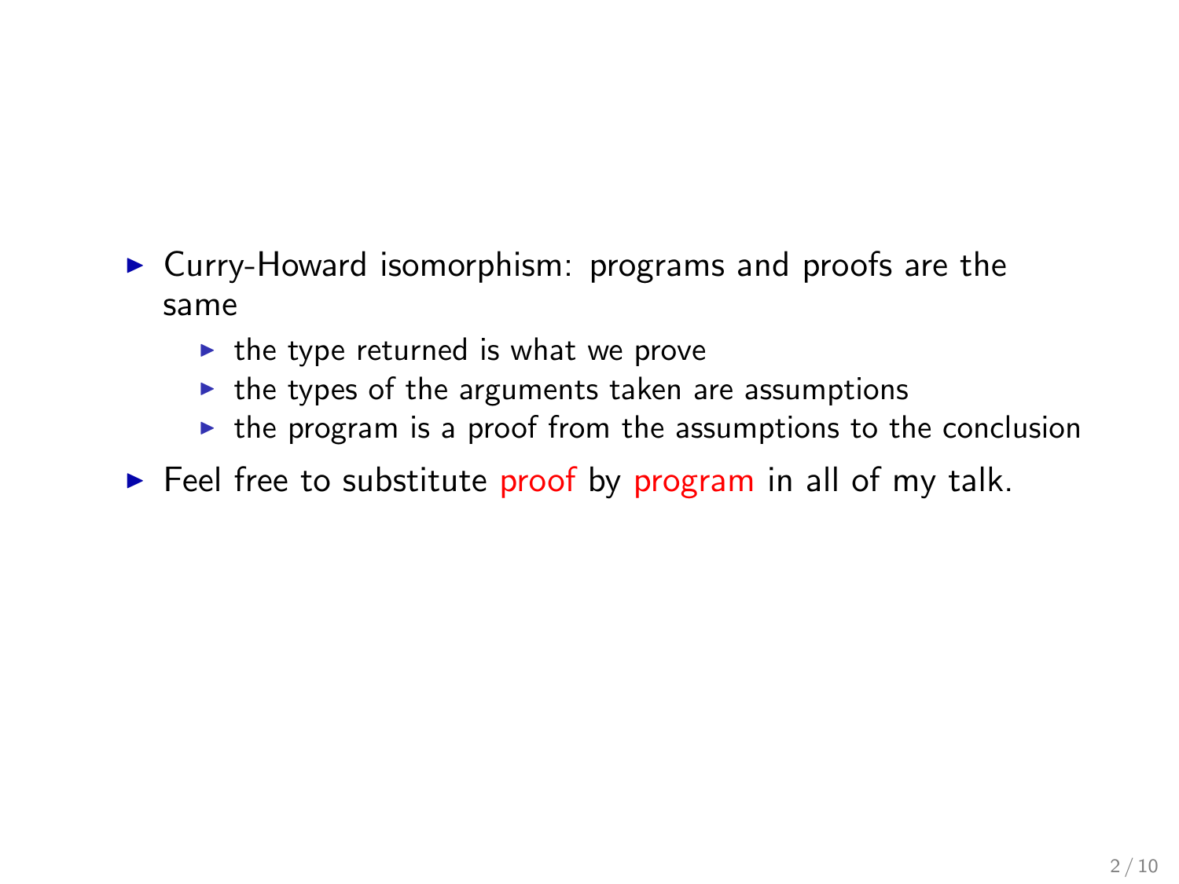- Curry-Howard isomorphism: programs and proofs are the same
  - the type returned is what we prove
  - the types of the arguments taken are assumptions
  - the program is a proof from the assumptions to the conclusion
- Feel free to substitute proof by program in all of my talk.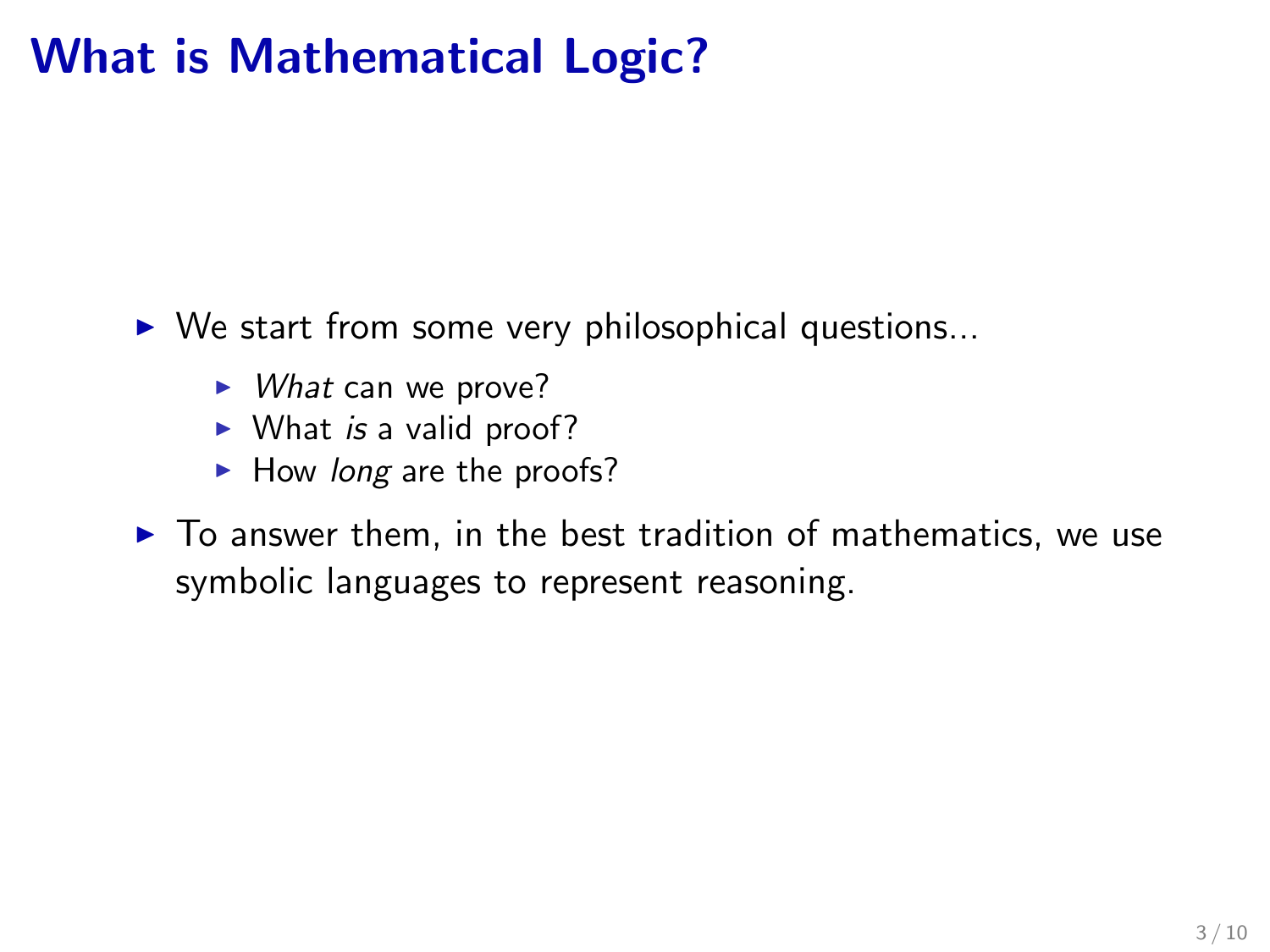# What is Mathematical Logic?

- We start from some very philosophical questions...
  - *What* can we prove?
  - What *is* a valid proof?
  - How *long* are the proofs?
- To answer them, in the best tradition of mathematics, we use symbolic languages to represent reasoning.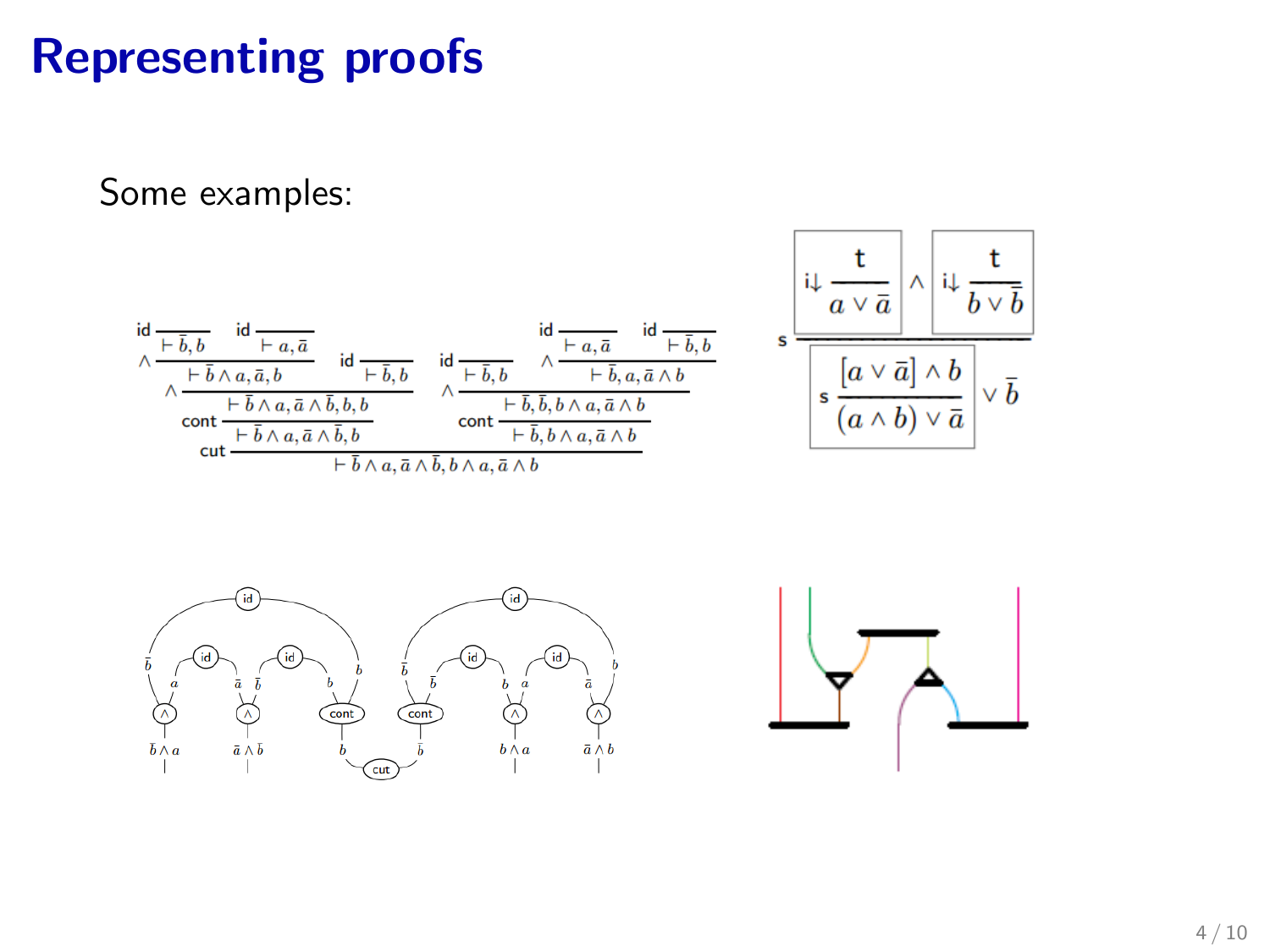# Representing proofs

Some examples:

$$
\mathsf{cut}\;\dfrac{
\mathsf{cont}\;\dfrac{
\wedge\;\dfrac{
\wedge\;\dfrac{\mathsf{id}\;\dfrac{}{\vdash \bar{b}, b} \quad \mathsf{id}\;\dfrac{}{\vdash a, \bar{a}}}{\vdash \bar{b} \wedge a, \bar{a}, b}
\quad
\mathsf{id}\;\dfrac{}{\vdash \bar{b}, b}
}{\vdash \bar{b} \wedge a, \bar{a} \wedge \bar{b}, b, b}
}{\vdash \bar{b} \wedge a, \bar{a} \wedge \bar{b}, b}
\qquad
\mathsf{cont}\;\dfrac{
\wedge\;\dfrac{
\mathsf{id}\;\dfrac{}{\vdash \bar{b}, b}
\quad
\wedge\;\dfrac{\mathsf{id}\;\dfrac{}{\vdash a, \bar{a}} \quad \mathsf{id}\;\dfrac{}{\vdash \bar{b}, b}}{\vdash \bar{b}, a, \bar{a} \wedge b}
}{\vdash \bar{b}, \bar{b}, b \wedge a, \bar{a} \wedge b}
}{\vdash \bar{b}, b \wedge a, \bar{a} \wedge b}
}{\vdash \bar{b} \wedge a, \bar{a} \wedge \bar{b}, b \wedge a, \bar{a} \wedge b}
$$

$$
\mathsf{s}\;\dfrac{\left(\mathsf{i}{\downarrow}\;\dfrac{\mathsf{t}}{a \vee \bar{a}}\right) \wedge \left(\mathsf{i}{\downarrow}\;\dfrac{\mathsf{t}}{b \vee \bar{b}}\right)}{\left(\mathsf{s}\;\dfrac{[a \vee \bar{a}] \wedge b}{(a \wedge b) \vee \bar{a}}\right) \vee \bar{b}}
$$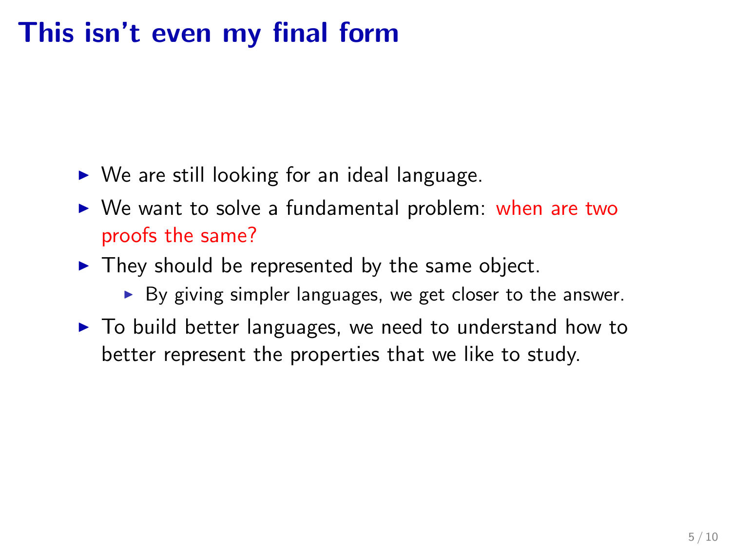# This isn't even my final form

- We are still looking for an ideal language.
- We want to solve a fundamental problem: when are two proofs the same?
- They should be represented by the same object.
  - By giving simpler languages, we get closer to the answer.
- To build better languages, we need to understand how to better represent the properties that we like to study.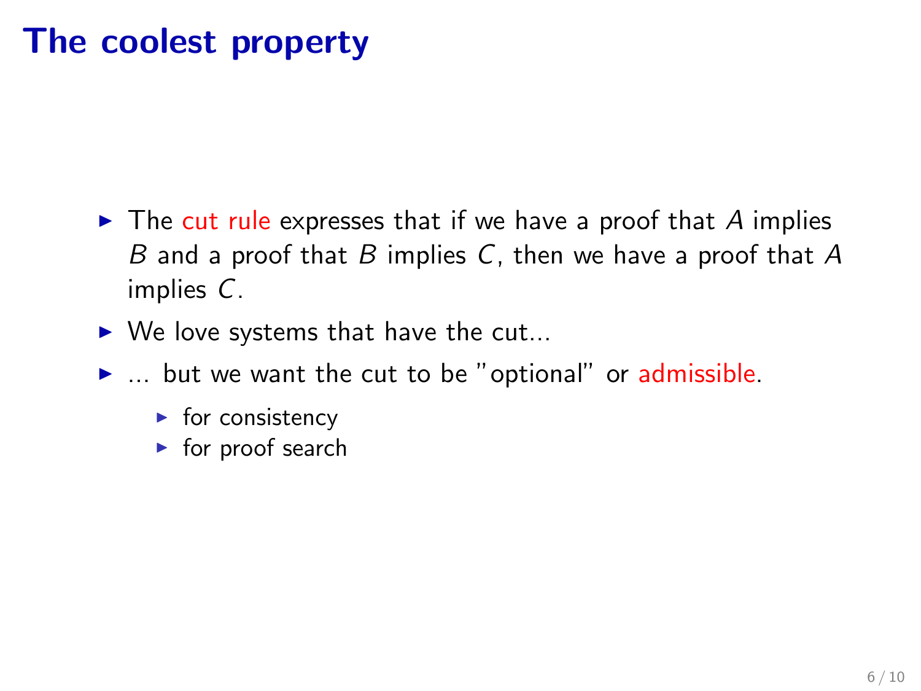# The coolest property

- The cut rule expresses that if we have a proof that $A$ implies $B$ and a proof that $B$ implies $C$, then we have a proof that $A$ implies $C$.
- We love systems that have the cut...
- ... but we want the cut to be "optional" or admissible.
  - for consistency
  - for proof search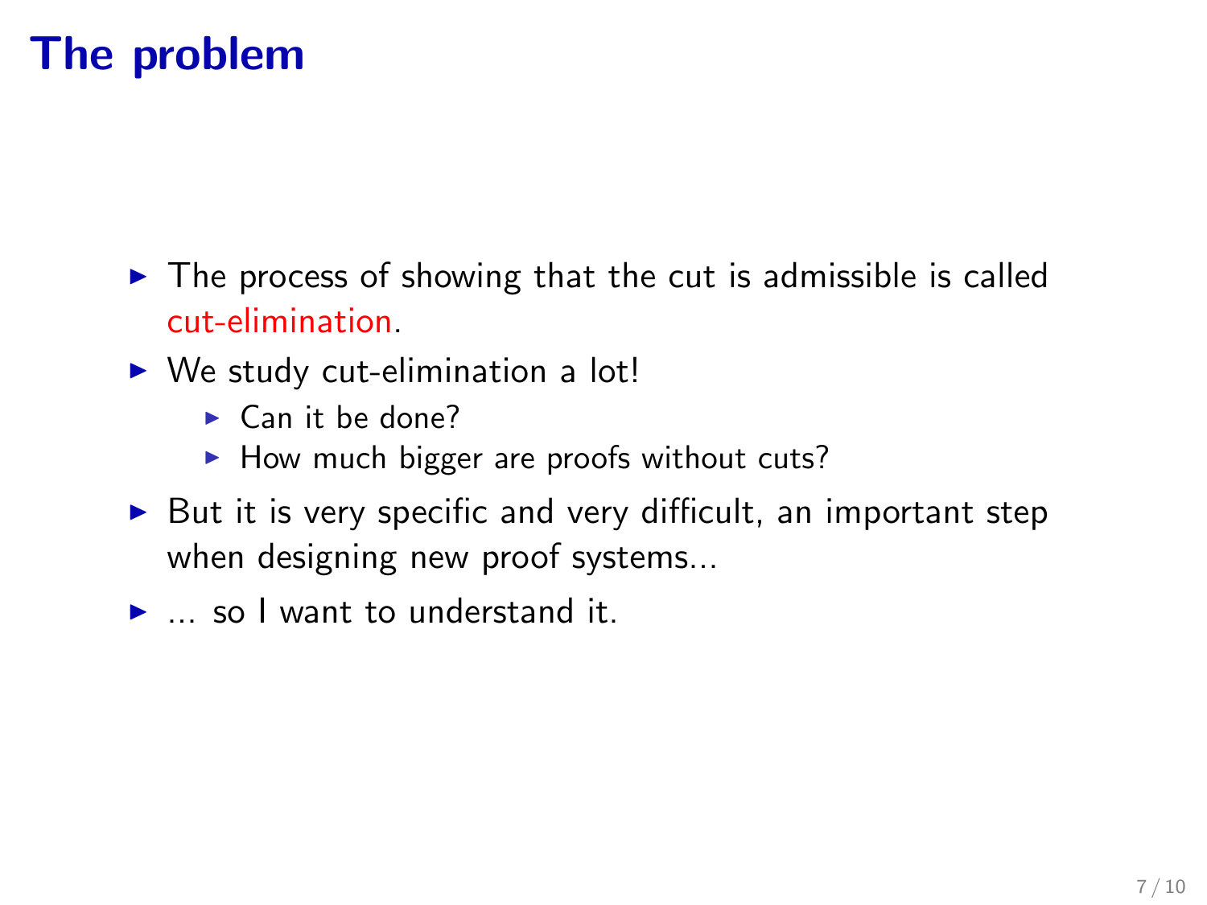# The problem

- The process of showing that the cut is admissible is called cut-elimination.
- We study cut-elimination a lot!
  - Can it be done?
  - How much bigger are proofs without cuts?
- But it is very specific and very difficult, an important step when designing new proof systems...
- ... so I want to understand it.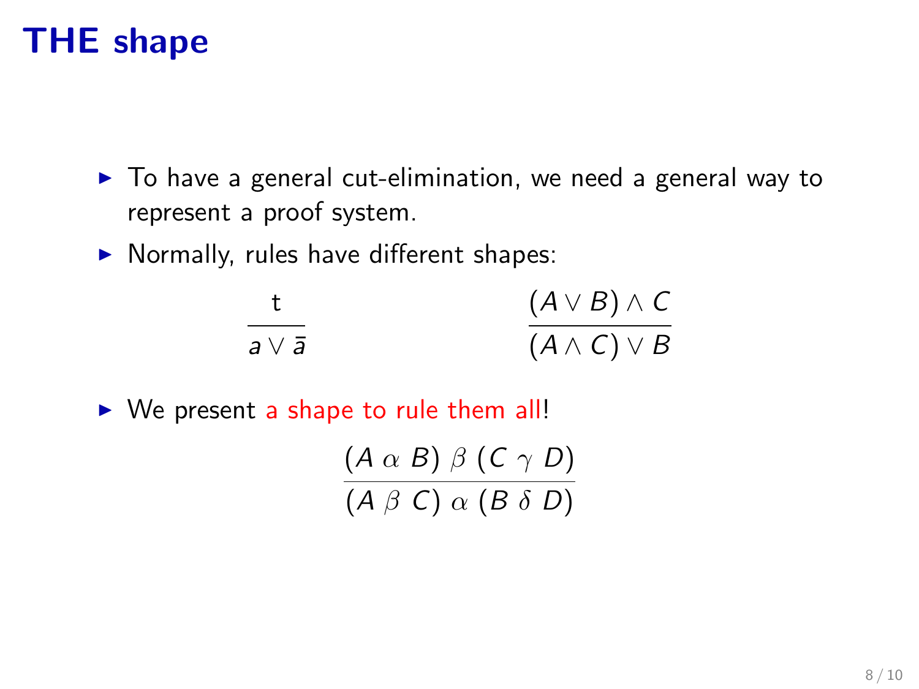# THE shape

- To have a general cut-elimination, we need a general way to represent a proof system.
- Normally, rules have different shapes:

$$\frac{\mathsf{t}}{a \vee \bar{a}} \qquad\qquad \frac{(A \vee B) \wedge C}{(A \wedge C) \vee B}$$

- We present a shape to rule them all!

$$\frac{(A \; \alpha \; B) \; \beta \; (C \; \gamma \; D)}{(A \; \beta \; C) \; \alpha \; (B \; \delta \; D)}$$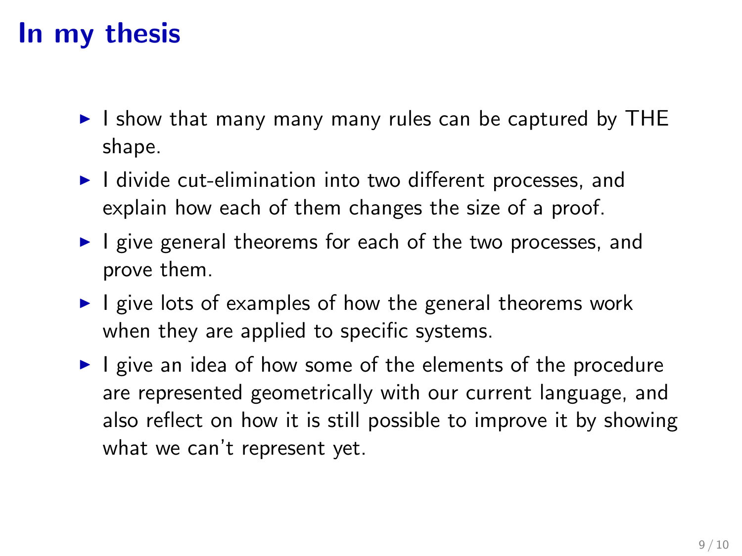# In my thesis

- I show that many many many rules can be captured by THE shape.
- I divide cut-elimination into two different processes, and explain how each of them changes the size of a proof.
- I give general theorems for each of the two processes, and prove them.
- I give lots of examples of how the general theorems work when they are applied to specific systems.
- I give an idea of how some of the elements of the procedure are represented geometrically with our current language, and also reflect on how it is still possible to improve it by showing what we can't represent yet.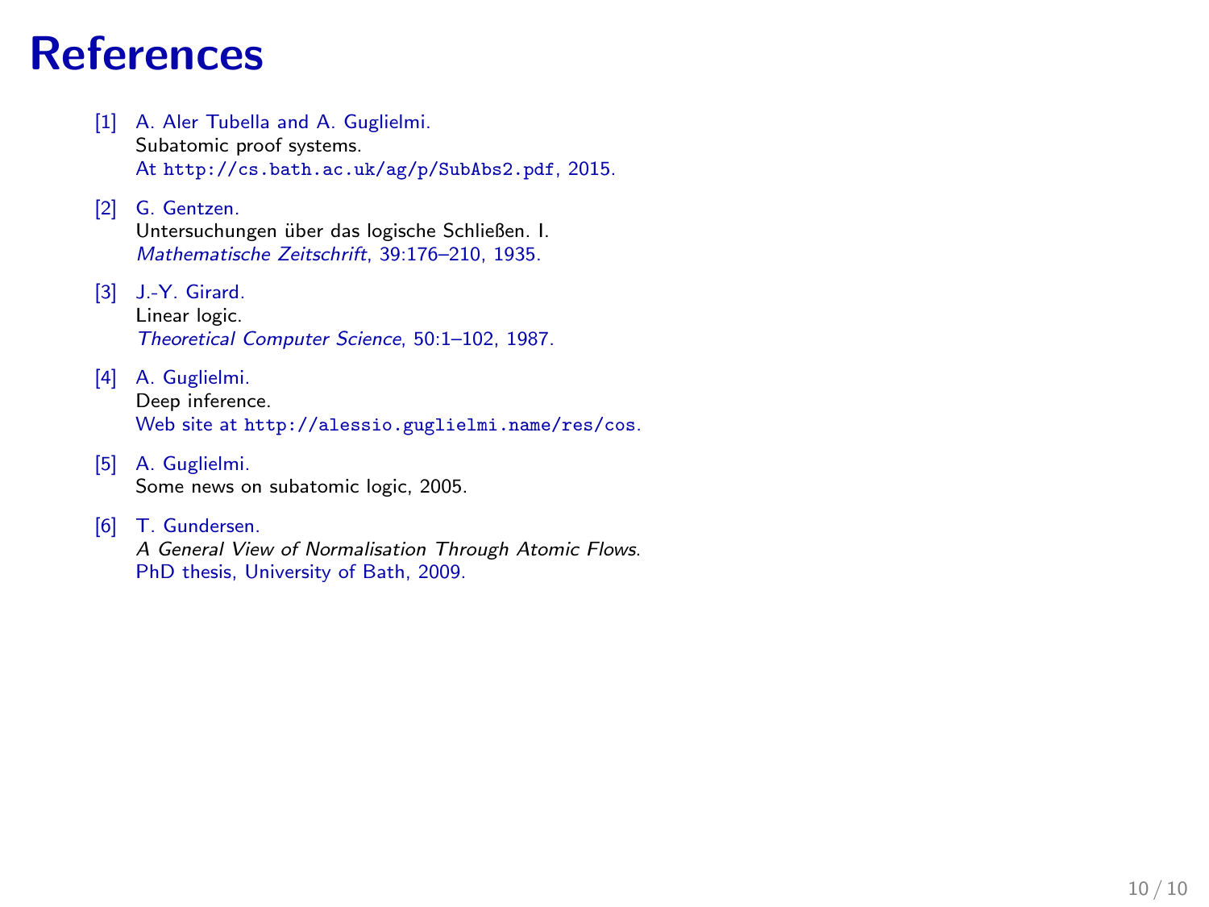# References

[1] A. Aler Tubella and A. Guglielmi.
Subatomic proof systems.
At http://cs.bath.ac.uk/ag/p/SubAbs2.pdf, 2015.

[2] G. Gentzen.
Untersuchungen über das logische Schließen. I.
*Mathematische Zeitschrift*, 39:176–210, 1935.

[3] J.-Y. Girard.
Linear logic.
*Theoretical Computer Science*, 50:1–102, 1987.

[4] A. Guglielmi.
Deep inference.
Web site at http://alessio.guglielmi.name/res/cos.

[5] A. Guglielmi.
Some news on subatomic logic, 2005.

[6] T. Gundersen.
*A General View of Normalisation Through Atomic Flows*.
PhD thesis, University of Bath, 2009.